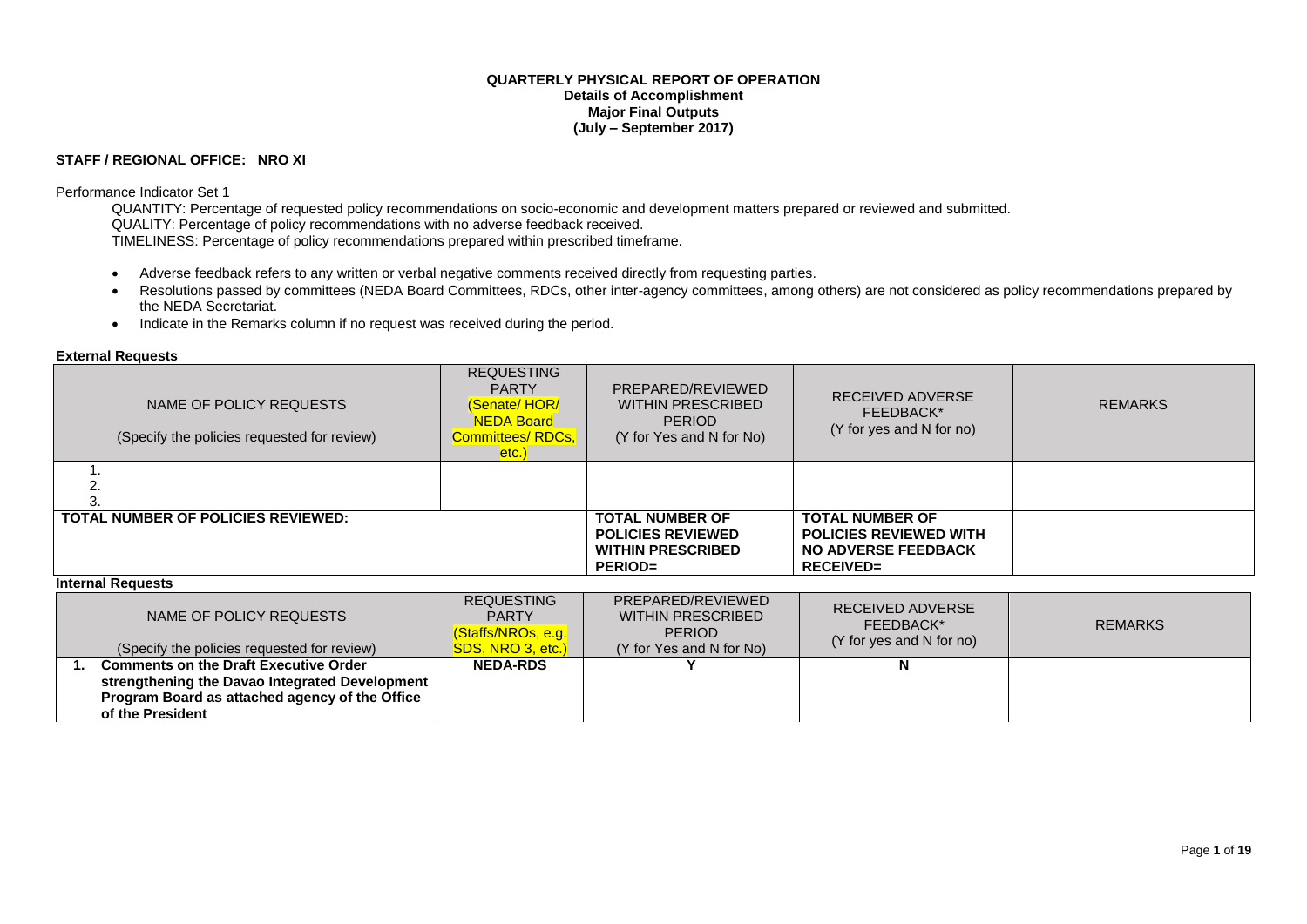**QUARTERLY PHYSICAL REPORT OF OPERATION**
**Details of Accomplishment**
**Major Final Outputs**
**(July – September 2017)**

**STAFF / REGIONAL OFFICE: NRO XI**

Performance Indicator Set 1

QUANTITY: Percentage of requested policy recommendations on socio-economic and development matters prepared or reviewed and submitted.
QUALITY: Percentage of policy recommendations with no adverse feedback received.
TIMELINESS: Percentage of policy recommendations prepared within prescribed timeframe.

- Adverse feedback refers to any written or verbal negative comments received directly from requesting parties.
- Resolutions passed by committees (NEDA Board Committees, RDCs, other inter-agency committees, among others) are not considered as policy recommendations prepared by the NEDA Secretariat.
- Indicate in the Remarks column if no request was received during the period.

**External Requests**

| NAME OF POLICY REQUESTS (Specify the policies requested for review) | REQUESTING PARTY (Senate/ HOR/ NEDA Board Committees/ RDCs, etc.) | PREPARED/REVIEWED WITHIN PRESCRIBED PERIOD (Y for Yes and N for No) | RECEIVED ADVERSE FEEDBACK* (Y for yes and N for no) | REMARKS |
|---|---|---|---|---|
| 1.<br>2.<br>3. | | | | |
| **TOTAL NUMBER OF POLICIES REVIEWED:** | | **TOTAL NUMBER OF POLICIES REVIEWED WITHIN PRESCRIBED PERIOD=** | **TOTAL NUMBER OF POLICIES REVIEWED WITH NO ADVERSE FEEDBACK RECEIVED=** | |

**Internal Requests**

| NAME OF POLICY REQUESTS (Specify the policies requested for review) | REQUESTING PARTY (Staffs/NROs, e.g. SDS, NRO 3, etc.) | PREPARED/REVIEWED WITHIN PRESCRIBED PERIOD (Y for Yes and N for No) | RECEIVED ADVERSE FEEDBACK* (Y for yes and N for no) | REMARKS |
|---|---|---|---|---|
| **1. Comments on the Draft Executive Order strengthening the Davao Integrated Development Program Board as attached agency of the Office of the President** | **NEDA-RDS** | **Y** | **N** | |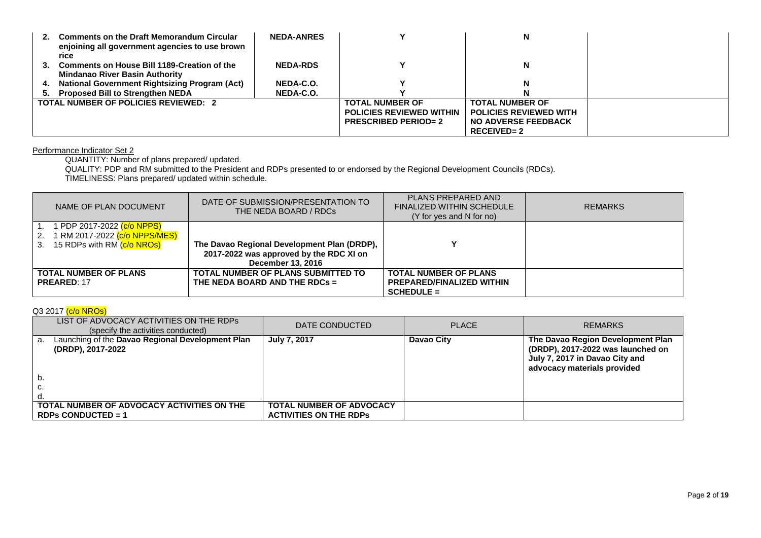| | | | | |
|---|---|---|---|---|
| 2. **Comments on the Draft Memorandum Circular enjoining all government agencies to use brown rice** | **NEDA-ANRES** | **Y** | **N** | |
| 3. **Comments on House Bill 1189-Creation of the Mindanao River Basin Authority** | **NEDA-RDS** | **Y** | **N** | |
| 4. **National Government Rightsizing Program (Act)** | **NEDA-C.O.** | **Y** | **N** | |
| 5. **Proposed Bill to Strengthen NEDA** | **NEDA-C.O.** | **Y** | **N** | |
| **TOTAL NUMBER OF POLICIES REVIEWED: 2** | | **TOTAL NUMBER OF POLICIES REVIEWED WITHIN PRESCRIBED PERIOD= 2** | **TOTAL NUMBER OF POLICIES REVIEWED WITH NO ADVERSE FEEDBACK RECEIVED= 2** | |

Performance Indicator Set 2

QUANTITY: Number of plans prepared/ updated.

QUALITY: PDP and RM submitted to the President and RDPs presented to or endorsed by the Regional Development Councils (RDCs).

TIMELINESS: Plans prepared/ updated within schedule.

| NAME OF PLAN DOCUMENT | DATE OF SUBMISSION/PRESENTATION TO THE NEDA BOARD / RDCs | PLANS PREPARED AND FINALIZED WITHIN SCHEDULE (Y for yes and N for no) | REMARKS |
|---|---|---|---|
| 1. 1 PDP 2017-2022 (c/o NPPS)<br>2. 1 RM 2017-2022 (c/o NPPS/MES)<br>3. 15 RDPs with RM (c/o NROs) | **The Davao Regional Development Plan (DRDP), 2017-2022 was approved by the RDC XI on December 13, 2016** | **Y** | |
| **TOTAL NUMBER OF PLANS PREARED**: 17 | **TOTAL NUMBER OF PLANS SUBMITTED TO THE NEDA BOARD AND THE RDCs =** | **TOTAL NUMBER OF PLANS PREPARED/FINALIZED WITHIN SCHEDULE =** | |

Q3 2017 (c/o NROs)

| LIST OF ADVOCACY ACTIVITIES ON THE RDPs (specify the activities conducted) | DATE CONDUCTED | PLACE | REMARKS |
|---|---|---|---|
| a. Launching of the **Davao Regional Development Plan (DRDP), 2017-2022** | **July 7, 2017** | **Davao City** | **The Davao Region Development Plan (DRDP), 2017-2022 was launched on July 7, 2017 in Davao City and advocacy materials provided** |
| b. | | | |
| c. | | | |
| d. | | | |
| **TOTAL NUMBER OF ADVOCACY ACTIVITIES ON THE RDPs CONDUCTED = 1** | **TOTAL NUMBER OF ADVOCACY ACTIVITIES ON THE RDPs** | | |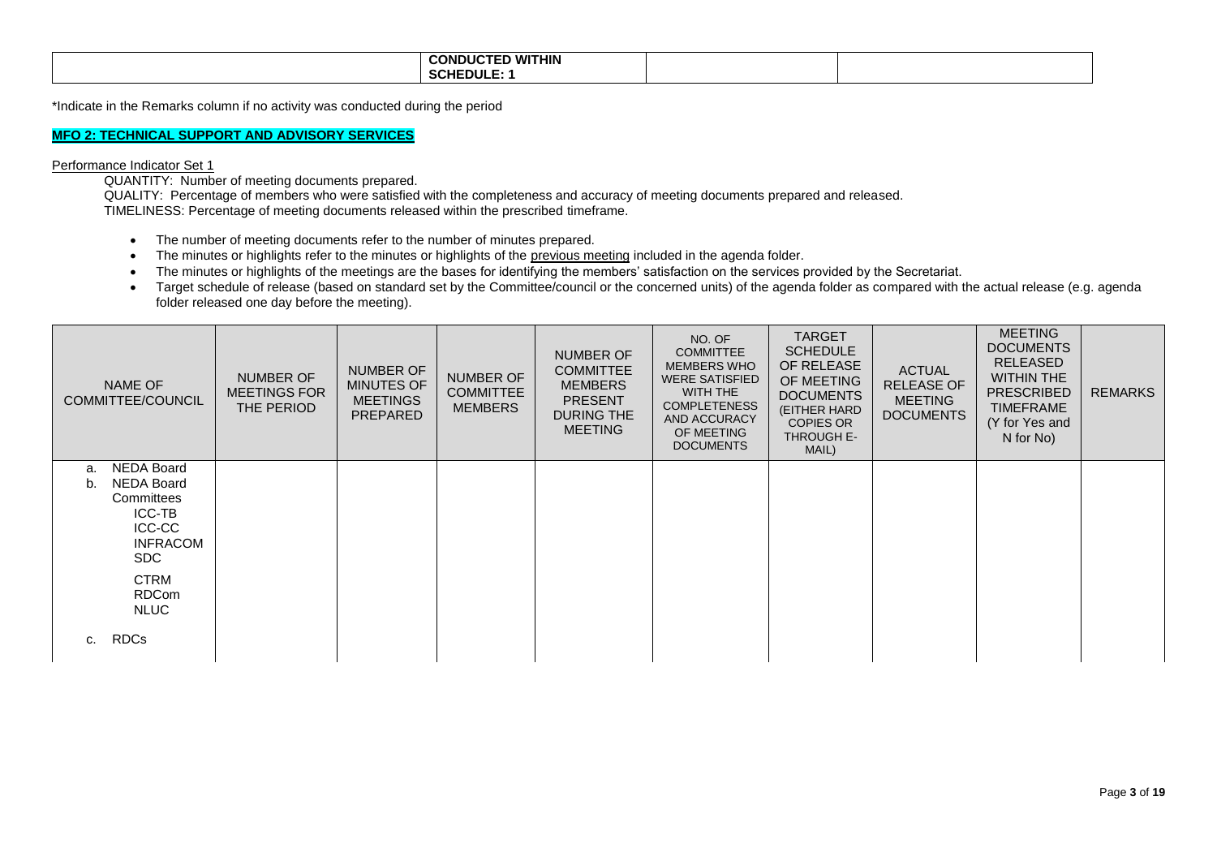| | CONDUCTED WITHIN SCHEDULE: 1 | | |
|---|---|---|---|

*Indicate in the Remarks column if no activity was conducted during the period

**MFO 2: TECHNICAL SUPPORT AND ADVISORY SERVICES**

Performance Indicator Set 1

QUANTITY: Number of meeting documents prepared.
QUALITY: Percentage of members who were satisfied with the completeness and accuracy of meeting documents prepared and released.
TIMELINESS: Percentage of meeting documents released within the prescribed timeframe.

- The number of meeting documents refer to the number of minutes prepared.
- The minutes or highlights refer to the minutes or highlights of the previous meeting included in the agenda folder.
- The minutes or highlights of the meetings are the bases for identifying the members' satisfaction on the services provided by the Secretariat.
- Target schedule of release (based on standard set by the Committee/council or the concerned units) of the agenda folder as compared with the actual release (e.g. agenda folder released one day before the meeting).

| NAME OF COMMITTEE/COUNCIL | NUMBER OF MEETINGS FOR THE PERIOD | NUMBER OF MINUTES OF MEETINGS PREPARED | NUMBER OF COMMITTEE MEMBERS | NUMBER OF COMMITTEE MEMBERS PRESENT DURING THE MEETING | NO. OF COMMITTEE MEMBERS WHO WERE SATISFIED WITH THE COMPLETENESS AND ACCURACY OF MEETING DOCUMENTS | TARGET SCHEDULE OF RELEASE OF MEETING DOCUMENTS (EITHER HARD COPIES OR THROUGH E-MAIL) | ACTUAL RELEASE OF MEETING DOCUMENTS | MEETING DOCUMENTS RELEASED WITHIN THE PRESCRIBED TIMEFRAME (Y for Yes and N for No) | REMARKS |
|---|---|---|---|---|---|---|---|---|---|
| a. NEDA Board<br>b. NEDA Board Committees<br>ICC-TB<br>ICC-CC<br>INFRACOM<br>SDC<br>CTRM<br>RDCom<br>NLUC<br>c. RDCs | | | | | | | | | |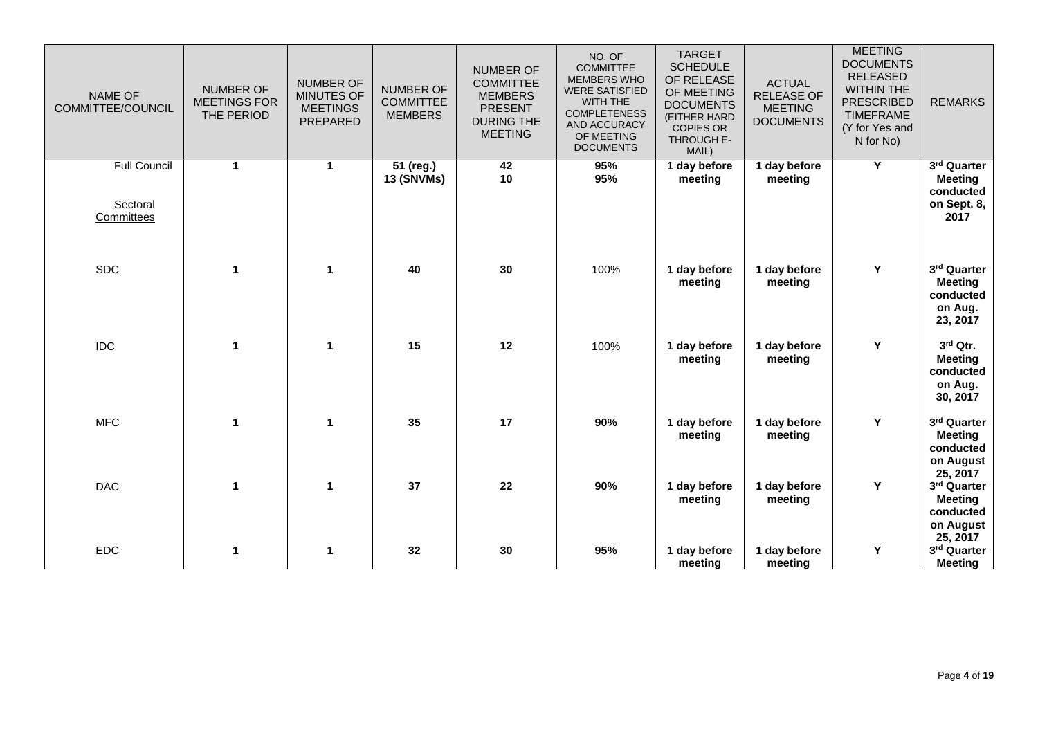| NAME OF COMMITTEE/COUNCIL | NUMBER OF MEETINGS FOR THE PERIOD | NUMBER OF MINUTES OF MEETINGS PREPARED | NUMBER OF COMMITTEE MEMBERS | NUMBER OF COMMITTEE MEMBERS PRESENT DURING THE MEETING | NO. OF COMMITTEE MEMBERS WHO WERE SATISFIED WITH THE COMPLETENESS AND ACCURACY OF MEETING DOCUMENTS | TARGET SCHEDULE OF RELEASE OF MEETING DOCUMENTS (EITHER HARD COPIES OR THROUGH E-MAIL) | ACTUAL RELEASE OF MEETING DOCUMENTS | MEETING DOCUMENTS RELEASED WITHIN THE PRESCRIBED TIMEFRAME (Y for Yes and N for No) | REMARKS |
|---|---|---|---|---|---|---|---|---|---|
| Full Council | **1** | **1** | **51 (reg.)**<br>**13 (SNVMs)** | **42**<br>**10** | **95%**<br>**95%** | **1 day before meeting** | **1 day before meeting** | **Y** | **3rd Quarter Meeting conducted on Sept. 8, 2017** |
| Sectoral Committees | | | | | | | | | |
| SDC | **1** | **1** | **40** | **30** | 100% | **1 day before meeting** | **1 day before meeting** | **Y** | **3rd Quarter Meeting conducted on Aug. 23, 2017** |
| IDC | **1** | **1** | **15** | **12** | 100% | **1 day before meeting** | **1 day before meeting** | **Y** | **3rd Qtr. Meeting conducted on Aug. 30, 2017** |
| MFC | **1** | **1** | **35** | **17** | **90%** | **1 day before meeting** | **1 day before meeting** | **Y** | **3rd Quarter Meeting conducted on August 25, 2017** |
| DAC | **1** | **1** | **37** | **22** | **90%** | **1 day before meeting** | **1 day before meeting** | **Y** | **3rd Quarter Meeting conducted on August 25, 2017** |
| EDC | **1** | **1** | **32** | **30** | **95%** | **1 day before meeting** | **1 day before meeting** | **Y** | **3rd Quarter Meeting** |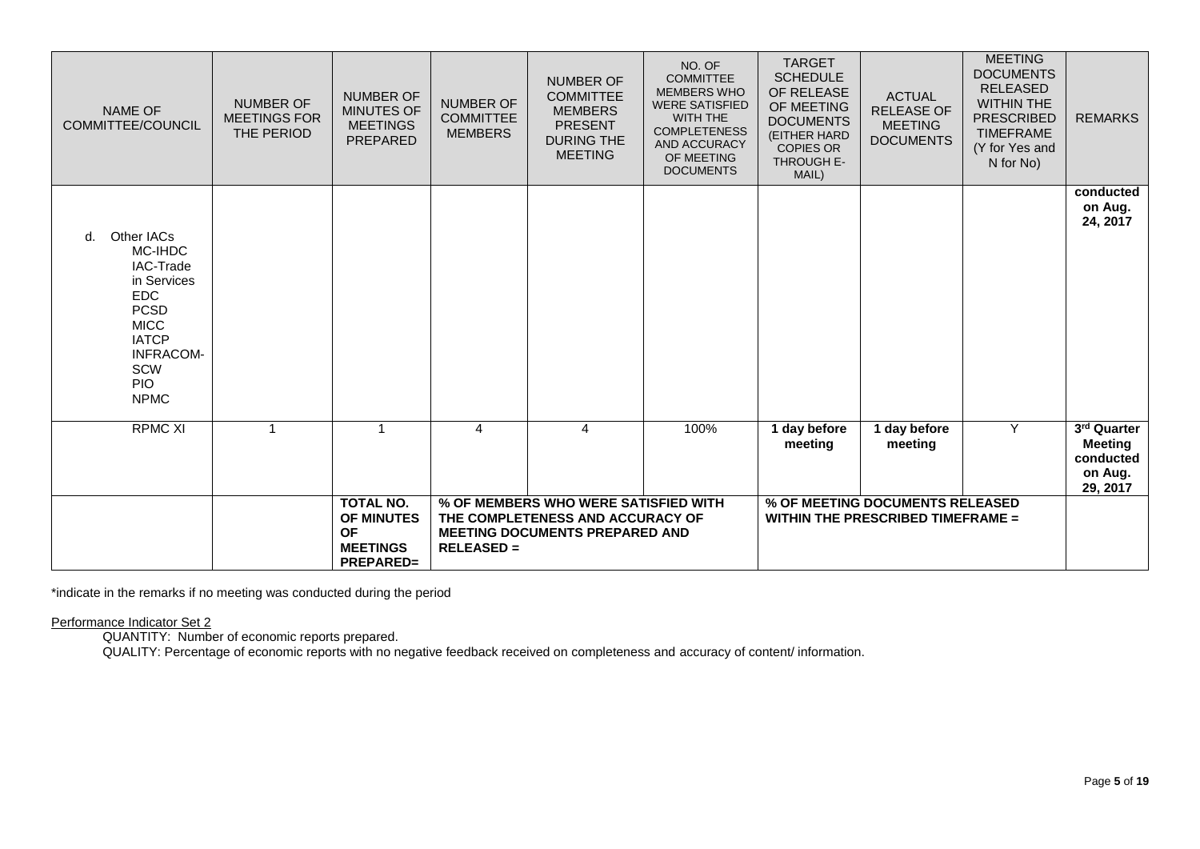| NAME OF COMMITTEE/COUNCIL | NUMBER OF MEETINGS FOR THE PERIOD | NUMBER OF MINUTES OF MEETINGS PREPARED | NUMBER OF COMMITTEE MEMBERS | NUMBER OF COMMITTEE MEMBERS PRESENT DURING THE MEETING | NO. OF COMMITTEE MEMBERS WHO WERE SATISFIED WITH THE COMPLETENESS AND ACCURACY OF MEETING DOCUMENTS | TARGET SCHEDULE OF RELEASE OF MEETING DOCUMENTS (EITHER HARD COPIES OR THROUGH E-MAIL) | ACTUAL RELEASE OF MEETING DOCUMENTS | MEETING DOCUMENTS RELEASED WITHIN THE PRESCRIBED TIMEFRAME (Y for Yes and N for No) | REMARKS |
|---|---|---|---|---|---|---|---|---|---|
| d. Other IACs<br>MC-IHDC<br>IAC-Trade in Services<br>EDC<br>PCSD<br>MICC<br>IATCP<br>INFRACOM-SCW<br>PIO<br>NPMC | | | | | | | | | **conducted on Aug. 24, 2017** |
| RPMC XI | 1 | 1 | 4 | 4 | 100% | **1 day before meeting** | **1 day before meeting** | Y | **3rd Quarter Meeting conducted on Aug. 29, 2017** |
| | | **TOTAL NO. OF MINUTES OF MEETINGS PREPARED=** | **% OF MEMBERS WHO WERE SATISFIED WITH THE COMPLETENESS AND ACCURACY OF MEETING DOCUMENTS PREPARED AND RELEASED =** | | | **% OF MEETING DOCUMENTS RELEASED WITHIN THE PRESCRIBED TIMEFRAME =** | | | |

*indicate in the remarks if no meeting was conducted during the period

Performance Indicator Set 2

QUANTITY: Number of economic reports prepared.

QUALITY: Percentage of economic reports with no negative feedback received on completeness and accuracy of content/ information.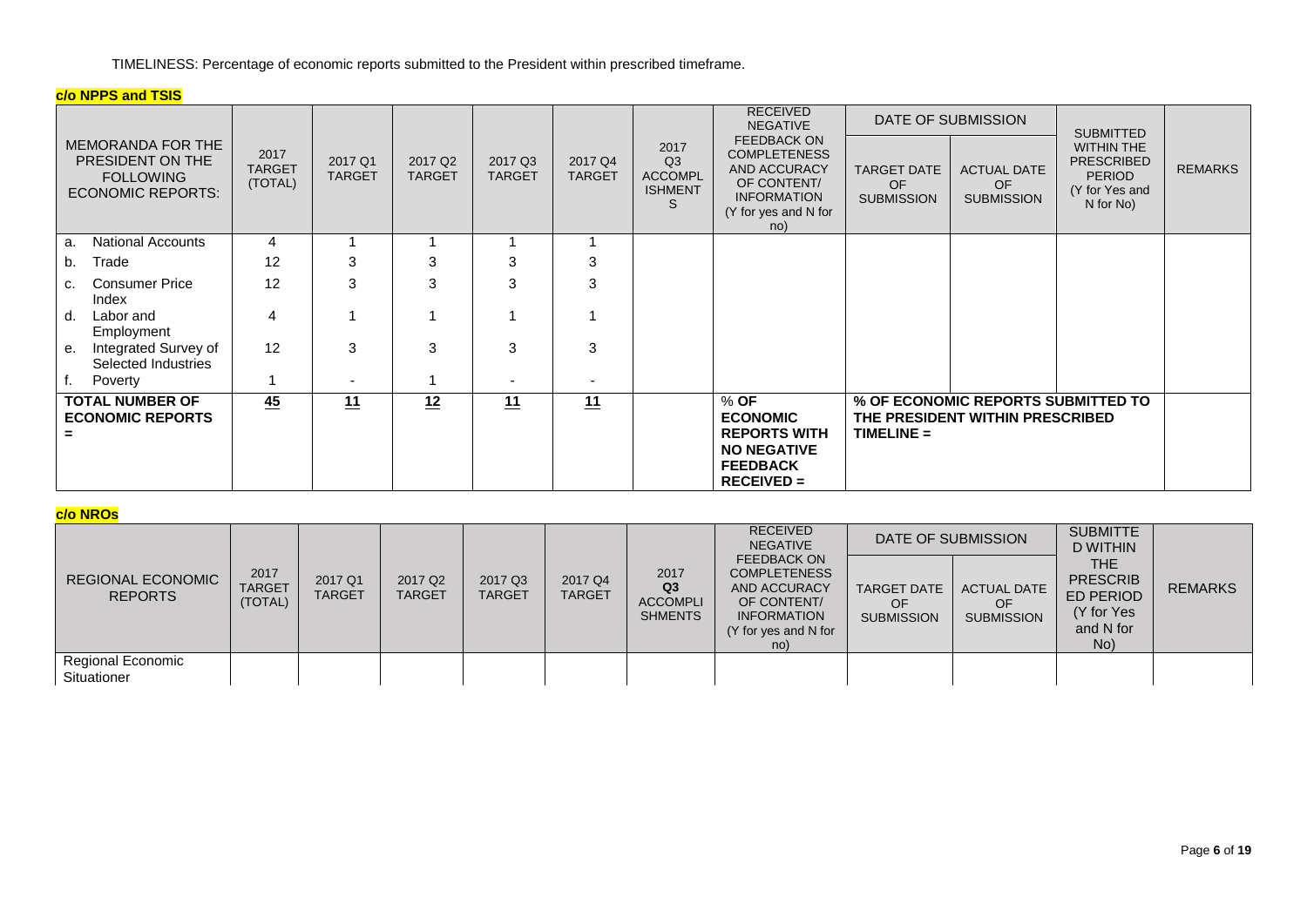TIMELINESS: Percentage of economic reports submitted to the President within prescribed timeframe.

**c/o NPPS and TSIS**

| MEMORANDA FOR THE PRESIDENT ON THE FOLLOWING ECONOMIC REPORTS: | 2017 TARGET (TOTAL) | 2017 Q1 TARGET | 2017 Q2 TARGET | 2017 Q3 TARGET | 2017 Q4 TARGET | 2017 Q3 ACCOMPLISHMENTS | RECEIVED NEGATIVE FEEDBACK ON COMPLETENESS AND ACCURACY OF CONTENT/ INFORMATION (Y for yes and N for no) | DATE OF SUBMISSION | | SUBMITTED WITHIN THE PRESCRIBED PERIOD (Y for Yes and N for No) | REMARKS |
|---|---|---|---|---|---|---|---|---|---|---|---|
| | | | | | | | | TARGET DATE OF SUBMISSION | ACTUAL DATE OF SUBMISSION | | |
| a. National Accounts | 4 | 1 | 1 | 1 | 1 | | | | | | |
| b. Trade | 12 | 3 | 3 | 3 | 3 | | | | | | |
| c. Consumer Price Index | 12 | 3 | 3 | 3 | 3 | | | | | | |
| d. Labor and Employment | 4 | 1 | 1 | 1 | 1 | | | | | | |
| e. Integrated Survey of Selected Industries | 12 | 3 | 3 | 3 | 3 | | | | | | |
| f. Poverty | 1 | - | 1 | - | - | | | | | | |
| **TOTAL NUMBER OF ECONOMIC REPORTS =** | **45** | **11** | **12** | **11** | **11** | | **% OF ECONOMIC REPORTS WITH NO NEGATIVE FEEDBACK RECEIVED =** | **% OF ECONOMIC REPORTS SUBMITTED TO THE PRESIDENT WITHIN PRESCRIBED TIMELINE =** | | | |

**c/o NROs**

| REGIONAL ECONOMIC REPORTS | 2017 TARGET (TOTAL) | 2017 Q1 TARGET | 2017 Q2 TARGET | 2017 Q3 TARGET | 2017 Q4 TARGET | 2017 Q3 ACCOMPLISHMENTS | RECEIVED NEGATIVE FEEDBACK ON COMPLETENESS AND ACCURACY OF CONTENT/ INFORMATION (Y for yes and N for no) | DATE OF SUBMISSION | | SUBMITTED WITHIN THE PRESCRIBED PERIOD (Y for Yes and N for No) | REMARKS |
|---|---|---|---|---|---|---|---|---|---|---|---|
| | | | | | | | | TARGET DATE OF SUBMISSION | ACTUAL DATE OF SUBMISSION | | |
| Regional Economic Situationer | | | | | | | | | | | |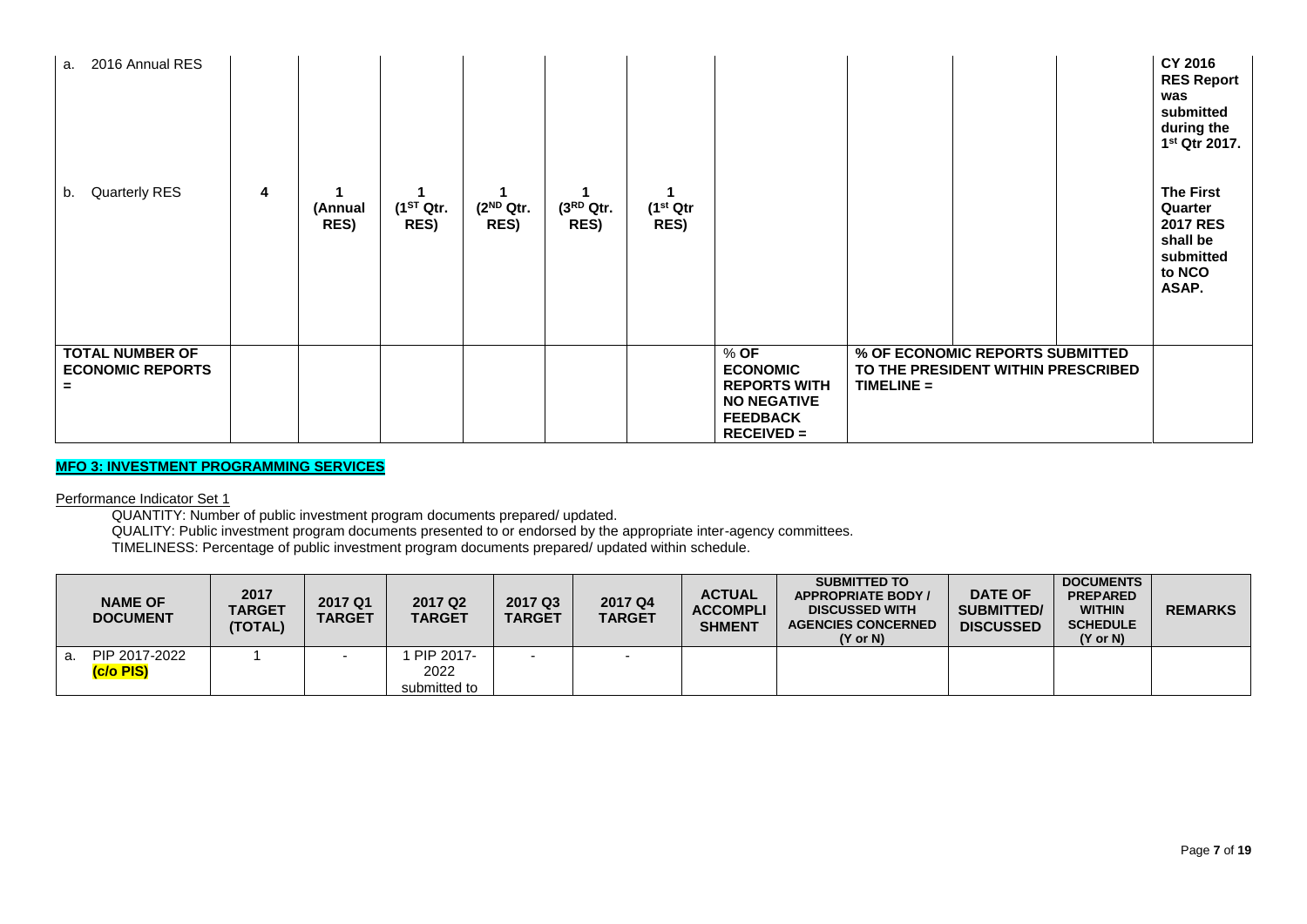| | | | | | | | | | | | |
|---|---|---|---|---|---|---|---|---|---|---|---|
| a. 2016 Annual RES | | | | | | | | | | | **CY 2016 RES Report was submitted during the 1st Qtr 2017.** |
| b. Quarterly RES | **4** | **1 (Annual RES)** | **1 (1ST Qtr. RES)** | **1 (2ND Qtr. RES)** | **1 (3RD Qtr. RES)** | **1 (1st Qtr RES)** | | | | | **The First Quarter 2017 RES shall be submitted to NCO ASAP.** |
| **TOTAL NUMBER OF ECONOMIC REPORTS =** | | | | | | | **% OF ECONOMIC REPORTS WITH NO NEGATIVE FEEDBACK RECEIVED =** | **% OF ECONOMIC REPORTS SUBMITTED TO THE PRESIDENT WITHIN PRESCRIBED TIMELINE =** | | | |

**MFO 3: INVESTMENT PROGRAMMING SERVICES**

Performance Indicator Set 1

QUANTITY: Number of public investment program documents prepared/ updated.
QUALITY: Public investment program documents presented to or endorsed by the appropriate inter-agency committees.
TIMELINESS: Percentage of public investment program documents prepared/ updated within schedule.

| NAME OF DOCUMENT | 2017 TARGET (TOTAL) | 2017 Q1 TARGET | 2017 Q2 TARGET | 2017 Q3 TARGET | 2017 Q4 TARGET | ACTUAL ACCOMPLISHMENT | SUBMITTED TO APPROPRIATE BODY / DISCUSSED WITH AGENCIES CONCERNED (Y or N) | DATE OF SUBMITTED/ DISCUSSED | DOCUMENTS PREPARED WITHIN SCHEDULE (Y or N) | REMARKS |
|---|---|---|---|---|---|---|---|---|---|---|
| a. PIP 2017-2022 **(c/o PIS)** | 1 | - | 1 PIP 2017-2022 submitted to | - | - | | | | | |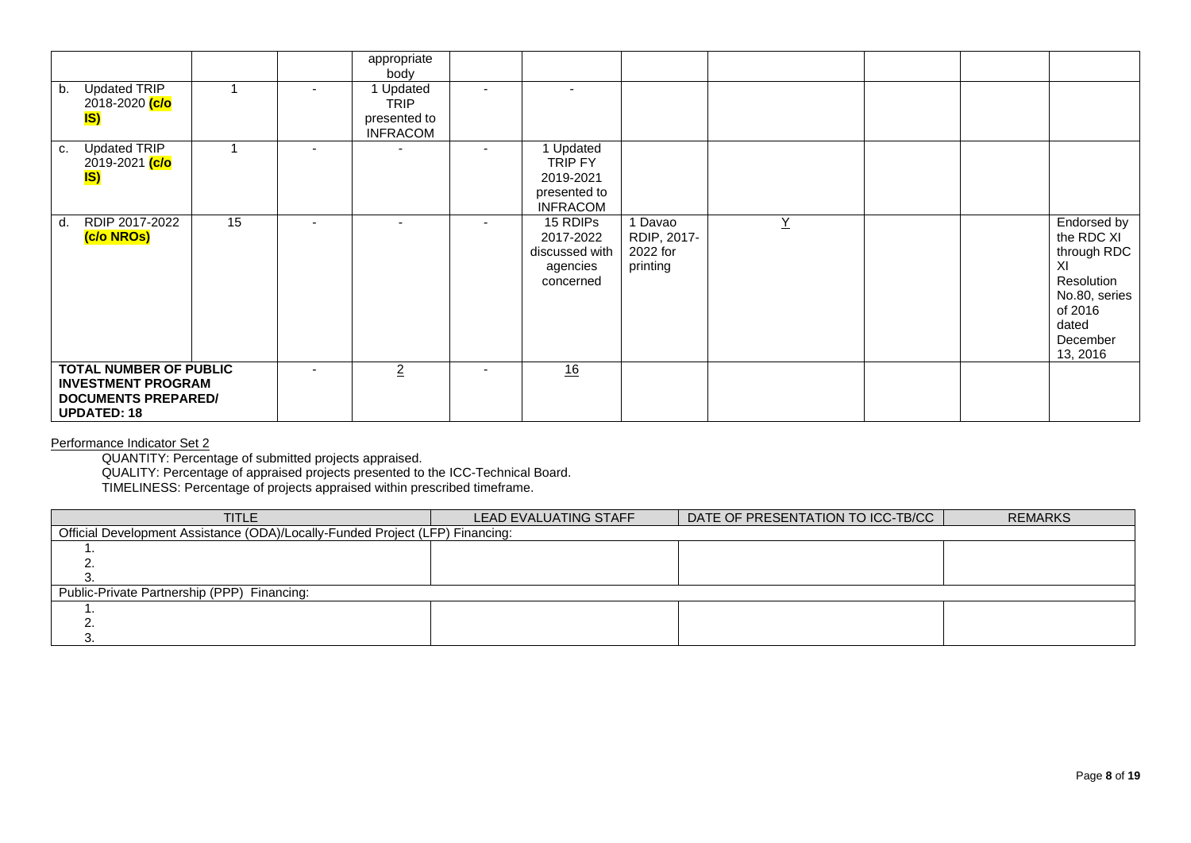| | | | | | | | | | | |
|---|---|---|---|---|---|---|---|---|---|---|
| | | | appropriate body | | | | | | | |
| b. Updated TRIP 2018-2020 **(c/o IS)** | 1 | - | 1 Updated TRIP presented to INFRACOM | - | - | | | | | |
| c. Updated TRIP 2019-2021 **(c/o IS)** | 1 | - | - | - | 1 Updated TRIP FY 2019-2021 presented to INFRACOM | | | | | |
| d. RDIP 2017-2022 **(c/o NROs)** | 15 | - | - | - | 15 RDIPs 2017-2022 discussed with agencies concerned | 1 Davao RDIP, 2017-2022 for printing | Y | | | Endorsed by the RDC XI through RDC XI Resolution No.80, series of 2016 dated December 13, 2016 |
| **TOTAL NUMBER OF PUBLIC INVESTMENT PROGRAM DOCUMENTS PREPARED/ UPDATED: 18** | | - | 2 | - | 16 | | | | | |

Performance Indicator Set 2

QUANTITY: Percentage of submitted projects appraised.
QUALITY: Percentage of appraised projects presented to the ICC-Technical Board.
TIMELINESS: Percentage of projects appraised within prescribed timeframe.

| TITLE | LEAD EVALUATING STAFF | DATE OF PRESENTATION TO ICC-TB/CC | REMARKS |
|---|---|---|---|
| Official Development Assistance (ODA)/Locally-Funded Project (LFP) Financing: | | | |
| 1. | | | |
| 2. | | | |
| 3. | | | |
| Public-Private Partnership (PPP) Financing: | | | |
| 1. | | | |
| 2. | | | |
| 3. | | | |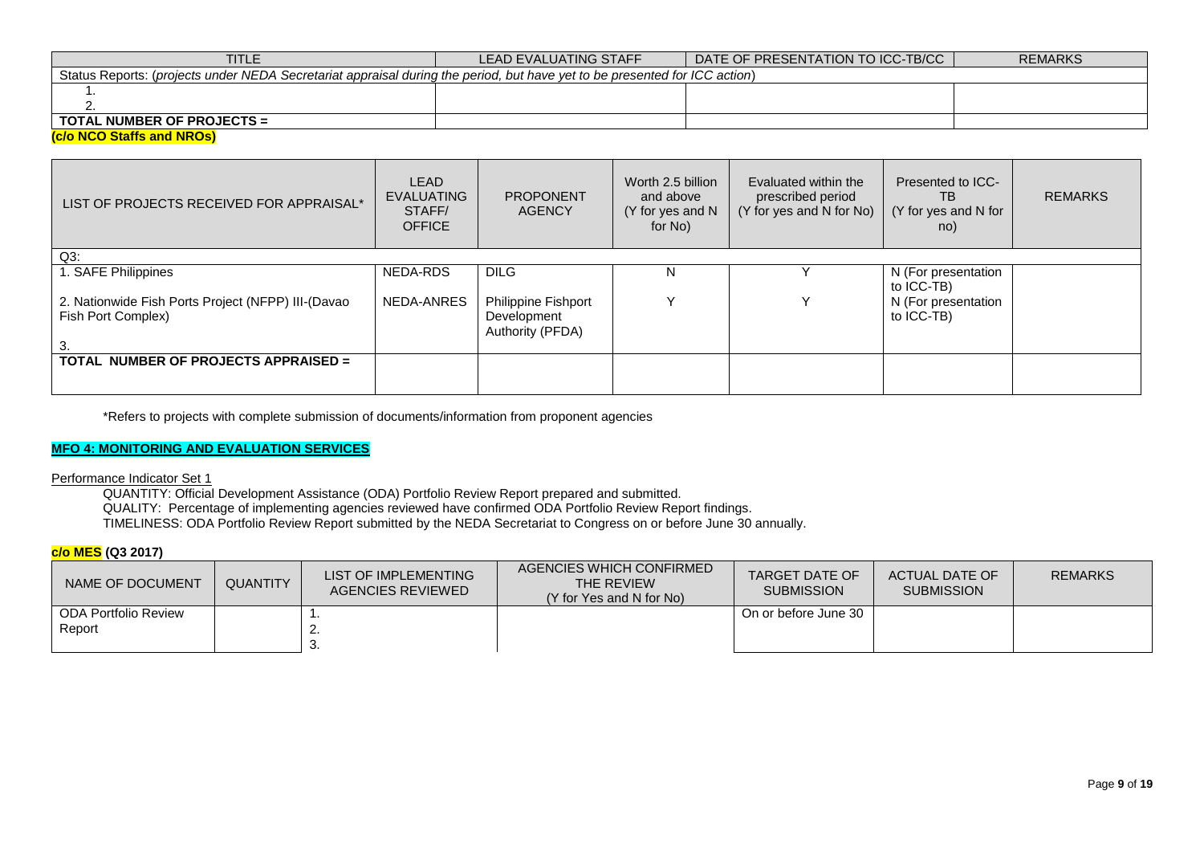| TITLE | LEAD EVALUATING STAFF | DATE OF PRESENTATION TO ICC-TB/CC | REMARKS |
|---|---|---|---|
| Status Reports: (*projects under NEDA Secretariat appraisal during the period, but have yet to be presented for ICC action*) | | | |
| 1. | | | |
| 2. | | | |
| **TOTAL NUMBER OF PROJECTS =** | | | |

**(c/o NCO Staffs and NROs)**

| LIST OF PROJECTS RECEIVED FOR APPRAISAL* | LEAD EVALUATING STAFF/ OFFICE | PROPONENT AGENCY | Worth 2.5 billion and above (Y for yes and N for No) | Evaluated within the prescribed period (Y for yes and N for No) | Presented to ICC-TB (Y for yes and N for no) | REMARKS |
|---|---|---|---|---|---|---|
| Q3: | | | | | | |
| 1. SAFE Philippines | NEDA-RDS | DILG | N | Y | N (For presentation to ICC-TB) | |
| 2. Nationwide Fish Ports Project (NFPP) III-(Davao Fish Port Complex) | NEDA-ANRES | Philippine Fishport Development Authority (PFDA) | Y | Y | N (For presentation to ICC-TB) | |
| 3. | | | | | | |
| **TOTAL NUMBER OF PROJECTS APPRAISED =** | | | | | | |

*Refers to projects with complete submission of documents/information from proponent agencies

**MFO 4: MONITORING AND EVALUATION SERVICES**

Performance Indicator Set 1

QUANTITY: Official Development Assistance (ODA) Portfolio Review Report prepared and submitted.
QUALITY: Percentage of implementing agencies reviewed have confirmed ODA Portfolio Review Report findings.
TIMELINESS: ODA Portfolio Review Report submitted by the NEDA Secretariat to Congress on or before June 30 annually.

**c/o MES (Q3 2017)**

| NAME OF DOCUMENT | QUANTITY | LIST OF IMPLEMENTING AGENCIES REVIEWED | AGENCIES WHICH CONFIRMED THE REVIEW (Y for Yes and N for No) | TARGET DATE OF SUBMISSION | ACTUAL DATE OF SUBMISSION | REMARKS |
|---|---|---|---|---|---|---|
| ODA Portfolio Review Report | | 1.<br>2.<br>3. | | On or before June 30 | | |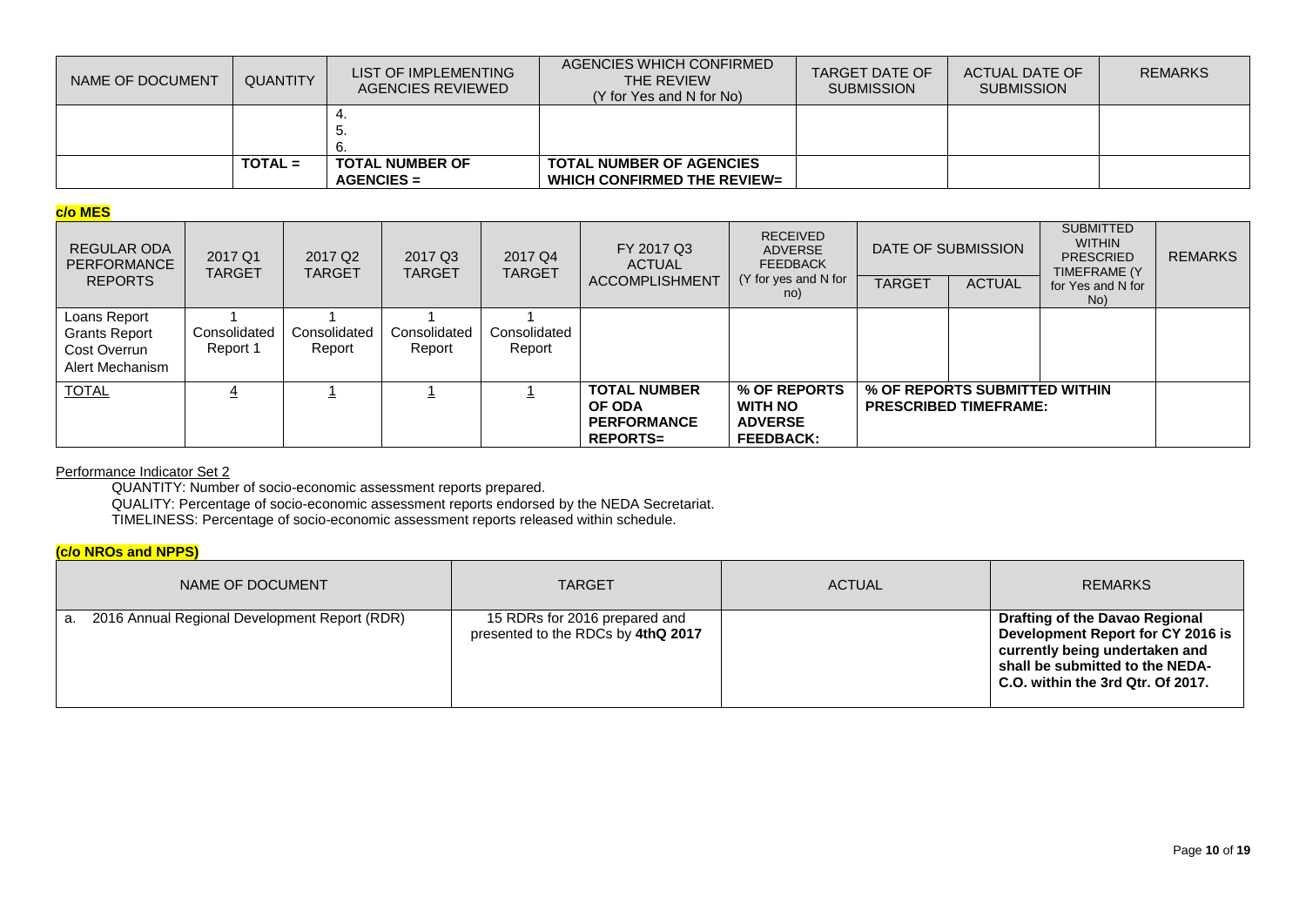| NAME OF DOCUMENT | QUANTITY | LIST OF IMPLEMENTING AGENCIES REVIEWED | AGENCIES WHICH CONFIRMED THE REVIEW (Y for Yes and N for No) | TARGET DATE OF SUBMISSION | ACTUAL DATE OF SUBMISSION | REMARKS |
|---|---|---|---|---|---|---|
| | | 4.<br>5.<br>6. | | | | |
| | **TOTAL =** | **TOTAL NUMBER OF AGENCIES =** | **TOTAL NUMBER OF AGENCIES WHICH CONFIRMED THE REVIEW=** | | | |

**c/o MES**

| REGULAR ODA PERFORMANCE REPORTS | 2017 Q1 TARGET | 2017 Q2 TARGET | 2017 Q3 TARGET | 2017 Q4 TARGET | FY 2017 Q3 ACTUAL ACCOMPLISHMENT | RECEIVED ADVERSE FEEDBACK (Y for yes and N for no) | DATE OF SUBMISSION | | SUBMITTED WITHIN PRESCRIED TIMEFRAME (Y for Yes and N for No) | REMARKS |
|---|---|---|---|---|---|---|---|---|---|---|
| | | | | | | | TARGET | ACTUAL | | |
| Loans Report<br>Grants Report<br>Cost Overrun<br>Alert Mechanism | 1<br>Consolidated Report 1 | 1<br>Consolidated Report | 1<br>Consolidated Report | 1<br>Consolidated Report | | | | | | |
| TOTAL | 4 | 1 | 1 | 1 | **TOTAL NUMBER OF ODA PERFORMANCE REPORTS=** | **% OF REPORTS WITH NO ADVERSE FEEDBACK:** | **% OF REPORTS SUBMITTED WITHIN PRESCRIBED TIMEFRAME:** | | | |

Performance Indicator Set 2

QUANTITY: Number of socio-economic assessment reports prepared.
QUALITY: Percentage of socio-economic assessment reports endorsed by the NEDA Secretariat.
TIMELINESS: Percentage of socio-economic assessment reports released within schedule.

**(c/o NROs and NPPS)**

| NAME OF DOCUMENT | TARGET | ACTUAL | REMARKS |
|---|---|---|---|
| a. 2016 Annual Regional Development Report (RDR) | 15 RDRs for 2016 prepared and presented to the RDCs by **4thQ 2017** | | **Drafting of the Davao Regional Development Report for CY 2016 is currently being undertaken and shall be submitted to the NEDA-C.O. within the 3rd Qtr. Of 2017.** |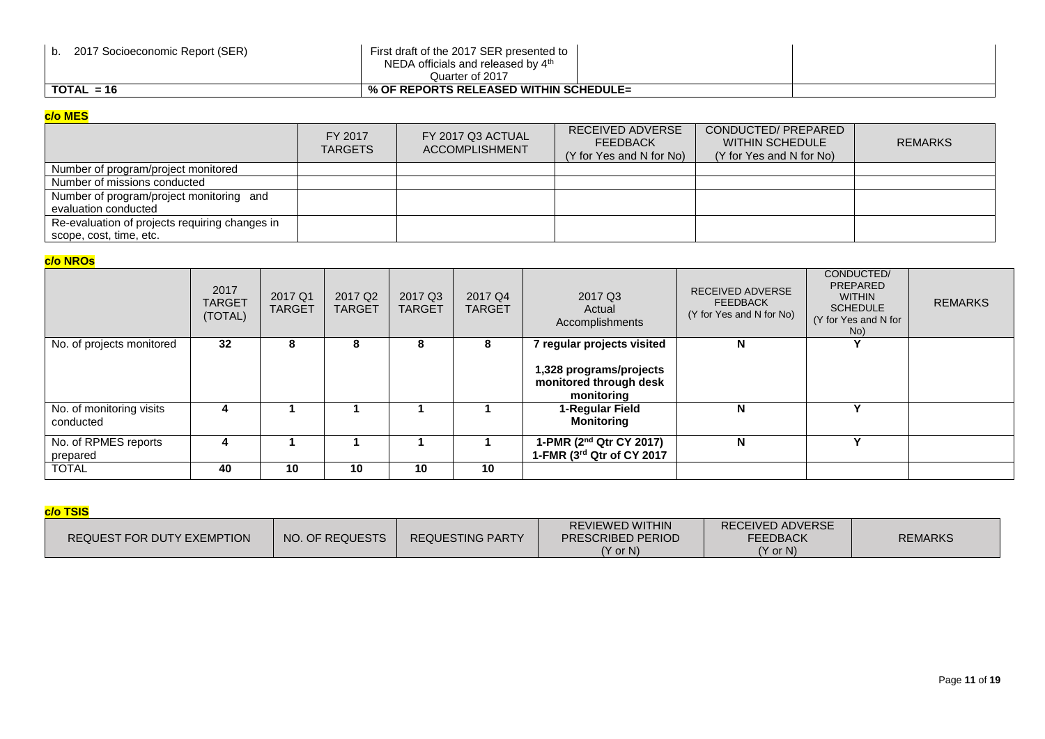| b. 2017 Socioeconomic Report (SER) | First draft of the 2017 SER presented to NEDA officials and released by 4th Quarter of 2017 | | |
|---|---|---|---|
| **TOTAL = 16** | **% OF REPORTS RELEASED WITHIN SCHEDULE=** | | |

**c/o MES**

| | FY 2017 TARGETS | FY 2017 Q3 ACTUAL ACCOMPLISHMENT | RECEIVED ADVERSE FEEDBACK (Y for Yes and N for No) | CONDUCTED/ PREPARED WITHIN SCHEDULE (Y for Yes and N for No) | REMARKS |
|---|---|---|---|---|---|
| Number of program/project monitored | | | | | |
| Number of missions conducted | | | | | |
| Number of program/project monitoring and evaluation conducted | | | | | |
| Re-evaluation of projects requiring changes in scope, cost, time, etc. | | | | | |

**c/o NROs**

| | 2017 TARGET (TOTAL) | 2017 Q1 TARGET | 2017 Q2 TARGET | 2017 Q3 TARGET | 2017 Q4 TARGET | 2017 Q3 Actual Accomplishments | RECEIVED ADVERSE FEEDBACK (Y for Yes and N for No) | CONDUCTED/ PREPARED WITHIN SCHEDULE (Y for Yes and N for No) | REMARKS |
|---|---|---|---|---|---|---|---|---|---|
| No. of projects monitored | **32** | **8** | **8** | **8** | **8** | **7 regular projects visited**<br><br>**1,328 programs/projects monitored through desk monitoring** | **N** | **Y** | |
| No. of monitoring visits conducted | **4** | **1** | **1** | **1** | **1** | **1-Regular Field Monitoring** | **N** | **Y** | |
| No. of RPMES reports prepared | **4** | **1** | **1** | **1** | **1** | **1-PMR (2nd Qtr CY 2017)**<br>**1-FMR (3rd Qtr of CY 2017** | **N** | **Y** | |
| TOTAL | **40** | **10** | **10** | **10** | **10** | | | | |

**c/o TSIS**

| REQUEST FOR DUTY EXEMPTION | NO. OF REQUESTS | REQUESTING PARTY | REVIEWED WITHIN PRESCRIBED PERIOD (Y or N) | RECEIVED ADVERSE FEEDBACK (Y or N) | REMARKS |
|---|---|---|---|---|---|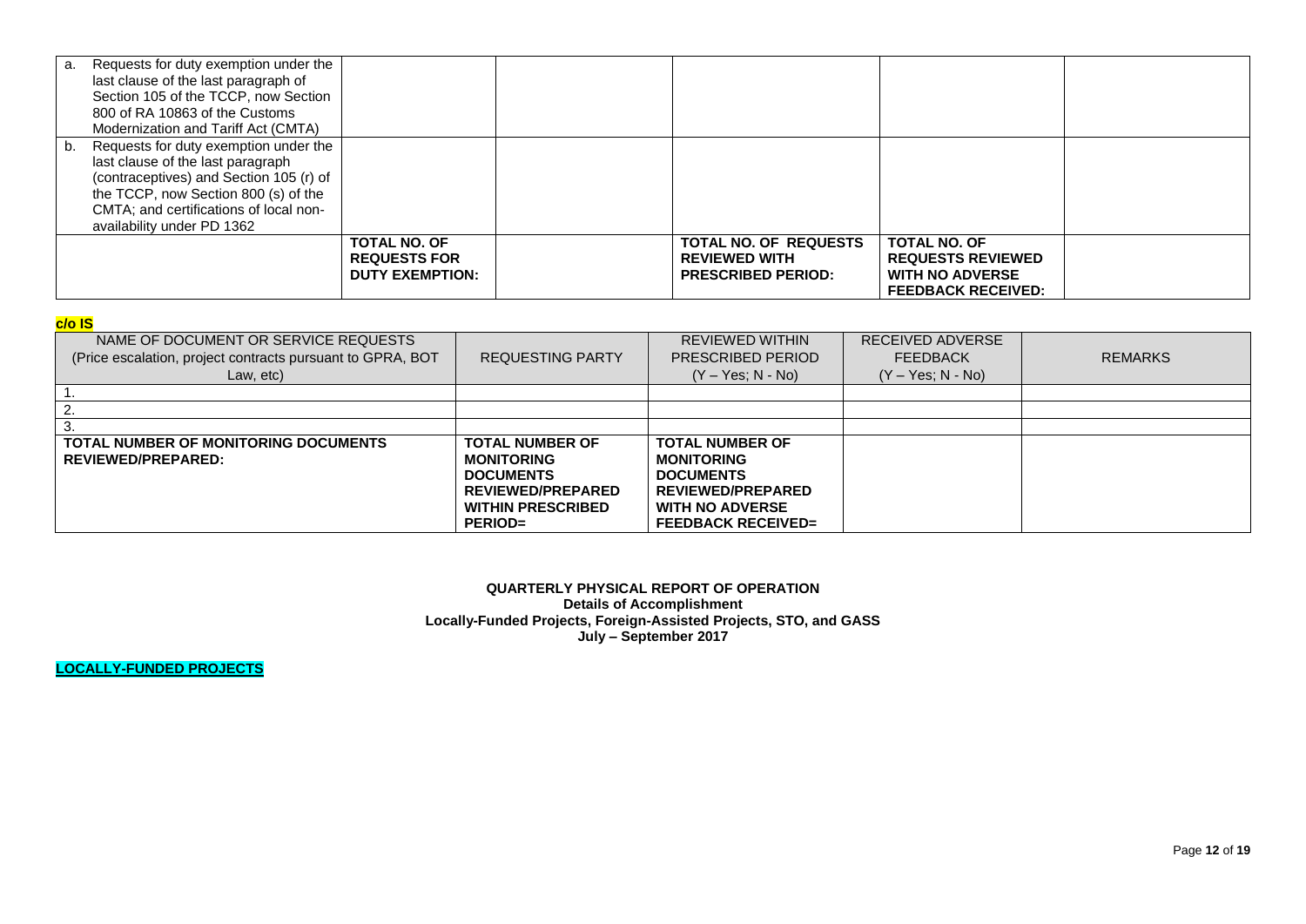| | | | | | |
|---|---|---|---|---|---|
| a. Requests for duty exemption under the last clause of the last paragraph of Section 105 of the TCCP, now Section 800 of RA 10863 of the Customs Modernization and Tariff Act (CMTA) | | | | | |
| b. Requests for duty exemption under the last clause of the last paragraph (contraceptives) and Section 105 (r) of the TCCP, now Section 800 (s) of the CMTA; and certifications of local non-availability under PD 1362 | | | | | |
| | **TOTAL NO. OF REQUESTS FOR DUTY EXEMPTION:** | | **TOTAL NO. OF REQUESTS REVIEWED WITH PRESCRIBED PERIOD:** | **TOTAL NO. OF REQUESTS REVIEWED WITH NO ADVERSE FEEDBACK RECEIVED:** | |

**c/o IS**

| NAME OF DOCUMENT OR SERVICE REQUESTS (Price escalation, project contracts pursuant to GPRA, BOT Law, etc) | REQUESTING PARTY | REVIEWED WITHIN PRESCRIBED PERIOD (Y – Yes; N - No) | RECEIVED ADVERSE FEEDBACK (Y – Yes; N - No) | REMARKS |
|---|---|---|---|---|
| 1. | | | | |
| 2. | | | | |
| 3. | | | | |
| **TOTAL NUMBER OF MONITORING DOCUMENTS REVIEWED/PREPARED:** | **TOTAL NUMBER OF MONITORING DOCUMENTS REVIEWED/PREPARED WITHIN PRESCRIBED PERIOD=** | **TOTAL NUMBER OF MONITORING DOCUMENTS REVIEWED/PREPARED WITH NO ADVERSE FEEDBACK RECEIVED=** | | |

**QUARTERLY PHYSICAL REPORT OF OPERATION**
**Details of Accomplishment**
**Locally-Funded Projects, Foreign-Assisted Projects, STO, and GASS**
**July – September 2017**

**LOCALLY-FUNDED PROJECTS**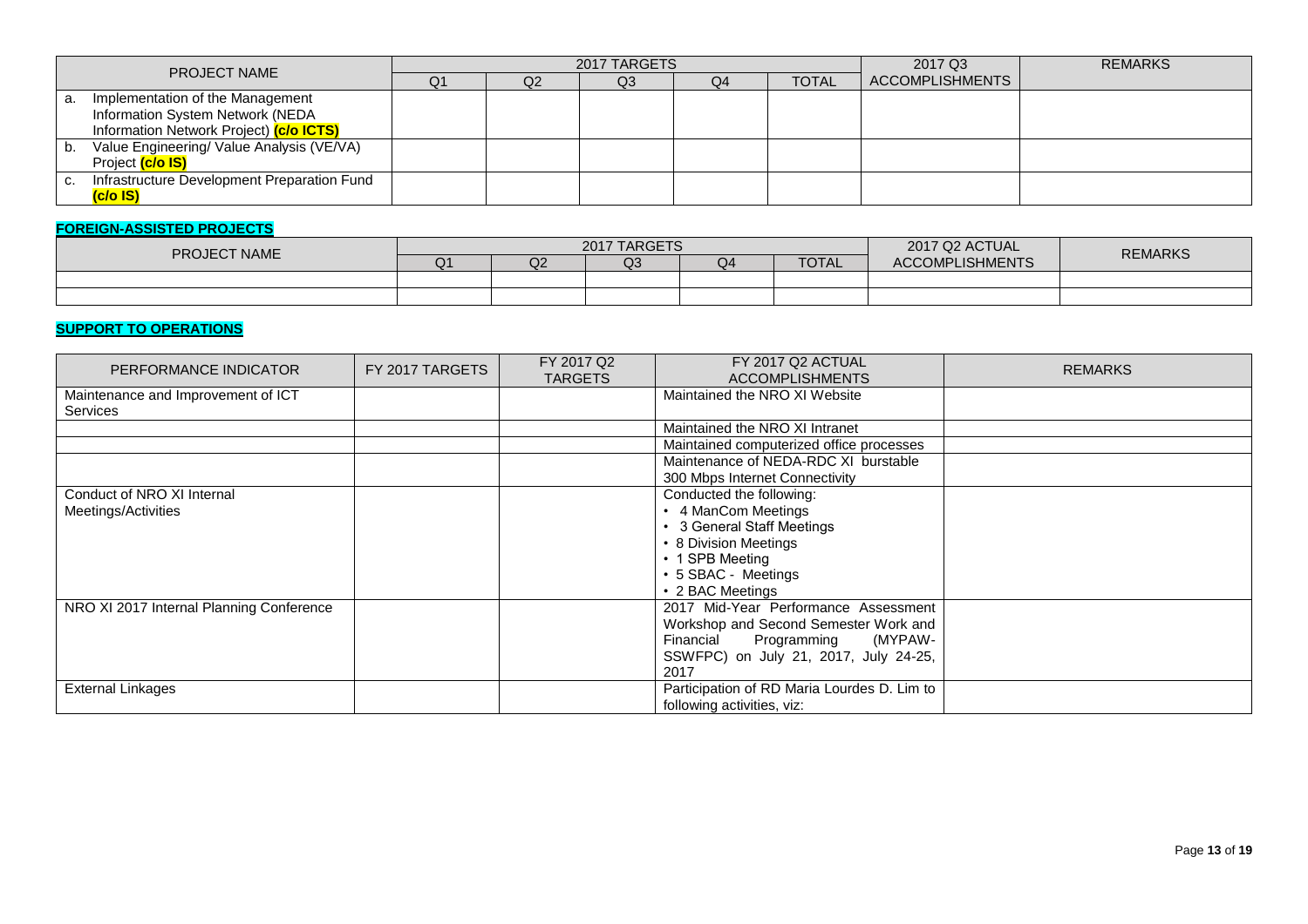| PROJECT NAME | 2017 TARGETS | | | | | 2017 Q3 ACCOMPLISHMENTS | REMARKS |
|---|---|---|---|---|---|---|---|
| | Q1 | Q2 | Q3 | Q4 | TOTAL | | |
| a. Implementation of the Management Information System Network (NEDA Information Network Project) **(c/o ICTS)** | | | | | | | |
| b. Value Engineering/ Value Analysis (VE/VA) Project **(c/o IS)** | | | | | | | |
| c. Infrastructure Development Preparation Fund **(c/o IS)** | | | | | | | |

**FOREIGN-ASSISTED PROJECTS**

| PROJECT NAME | 2017 TARGETS | | | | | 2017 Q2 ACTUAL ACCOMPLISHMENTS | REMARKS |
|---|---|---|---|---|---|---|---|
| | Q1 | Q2 | Q3 | Q4 | TOTAL | | |
| | | | | | | | |
| | | | | | | | |

**SUPPORT TO OPERATIONS**

| PERFORMANCE INDICATOR | FY 2017 TARGETS | FY 2017 Q2 TARGETS | FY 2017 Q2 ACTUAL ACCOMPLISHMENTS | REMARKS |
|---|---|---|---|---|
| Maintenance and Improvement of ICT Services | | | Maintained the NRO XI Website | |
| | | | Maintained the NRO XI Intranet | |
| | | | Maintained computerized office processes | |
| | | | Maintenance of NEDA-RDC XI burstable 300 Mbps Internet Connectivity | |
| Conduct of NRO XI Internal Meetings/Activities | | | Conducted the following:<br>• 4 ManCom Meetings<br>• 3 General Staff Meetings<br>• 8 Division Meetings<br>• 1 SPB Meeting<br>• 5 SBAC - Meetings<br>• 2 BAC Meetings | |
| NRO XI 2017 Internal Planning Conference | | | 2017 Mid-Year Performance Assessment Workshop and Second Semester Work and Financial Programming (MYPAW-SSWFPC) on July 21, 2017, July 24-25, 2017 | |
| External Linkages | | | Participation of RD Maria Lourdes D. Lim to following activities, viz: | |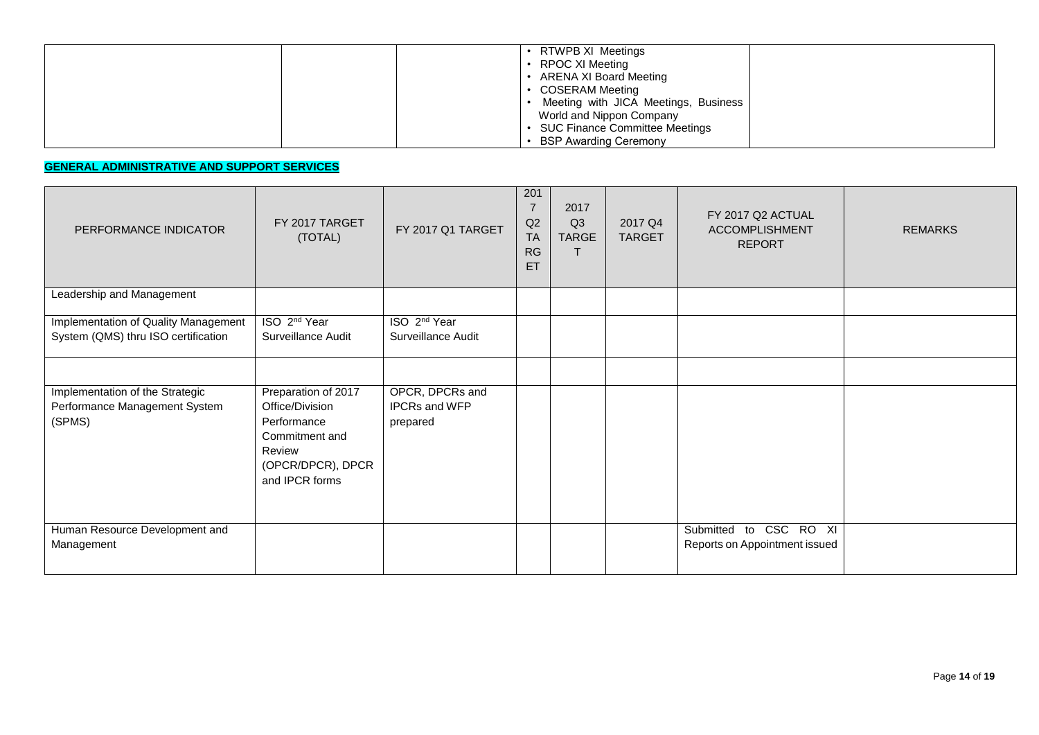| | | | | |
|---|---|---|---|---|
| | | | • RTWPB XI Meetings<br>• RPOC XI Meeting<br>• ARENA XI Board Meeting<br>• COSERAM Meeting<br>• Meeting with JICA Meetings, Business World and Nippon Company<br>• SUC Finance Committee Meetings<br>• BSP Awarding Ceremony | |

**GENERAL ADMINISTRATIVE AND SUPPORT SERVICES**

| PERFORMANCE INDICATOR | FY 2017 TARGET (TOTAL) | FY 2017 Q1 TARGET | 2017 Q2 TARGET | 2017 Q3 TARGET | 2017 Q4 TARGET | FY 2017 Q2 ACTUAL ACCOMPLISHMENT REPORT | REMARKS |
|---|---|---|---|---|---|---|---|
| Leadership and Management | | | | | | | |
| Implementation of Quality Management System (QMS) thru ISO certification | ISO 2nd Year Surveillance Audit | ISO 2nd Year Surveillance Audit | | | | | |
| | | | | | | | |
| Implementation of the Strategic Performance Management System (SPMS) | Preparation of 2017 Office/Division Performance Commitment and Review (OPCR/DPCR), DPCR and IPCR forms | OPCR, DPCRs and IPCRs and WFP prepared | | | | | |
| Human Resource Development and Management | | | | | | Submitted to CSC RO XI Reports on Appointment issued | |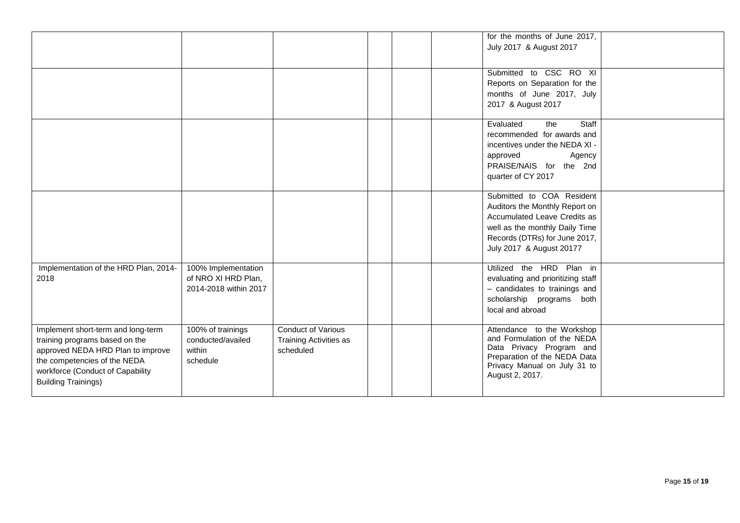| | | | | | | | |
|---|---|---|---|---|---|---|---|
| | | | | | | for the months of June 2017, July 2017 & August 2017 | |
| | | | | | | Submitted to CSC RO XI Reports on Separation for the months of June 2017, July 2017 & August 2017 | |
| | | | | | | Evaluated the Staff recommended for awards and incentives under the NEDA XI - approved Agency PRAISE/NAIS for the 2nd quarter of CY 2017 | |
| | | | | | | Submitted to COA Resident Auditors the Monthly Report on Accumulated Leave Credits as well as the monthly Daily Time Records (DTRs) for June 2017, July 2017 & August 20177 | |
| Implementation of the HRD Plan, 2014-2018 | 100% Implementation of NRO XI HRD Plan, 2014-2018 within 2017 | | | | | Utilized the HRD Plan in evaluating and prioritizing staff – candidates to trainings and scholarship programs both local and abroad | |
| Implement short-term and long-term training programs based on the approved NEDA HRD Plan to improve the competencies of the NEDA workforce (Conduct of Capability Building Trainings) | 100% of trainings conducted/availed within schedule | Conduct of Various Training Activities as scheduled | | | | Attendance to the Workshop and Formulation of the NEDA Data Privacy Program and Preparation of the NEDA Data Privacy Manual on July 31 to August 2, 2017. | |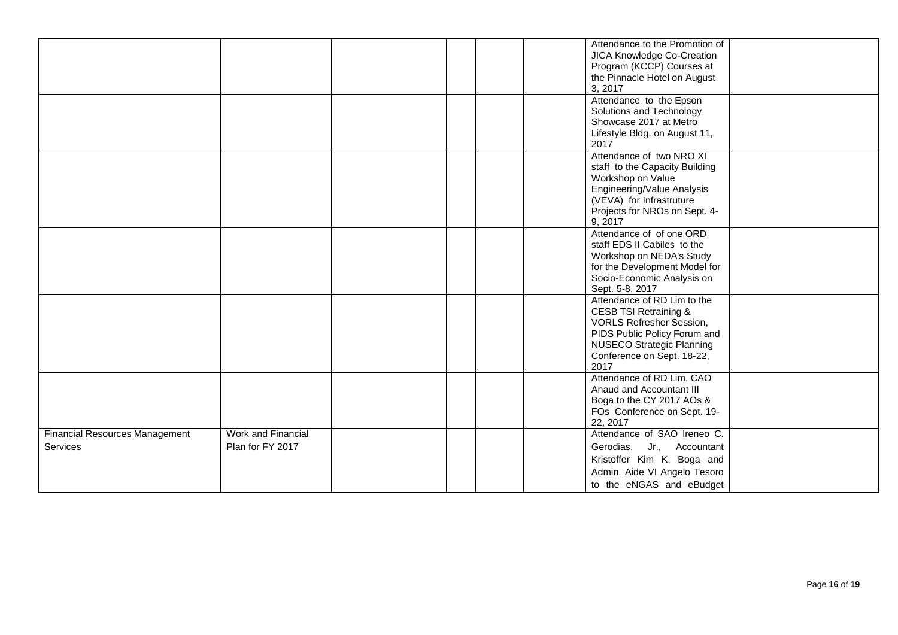| | | | | | | | |
|---|---|---|---|---|---|---|---|
| | | | | | | Attendance to the Promotion of JICA Knowledge Co-Creation Program (KCCP) Courses at the Pinnacle Hotel on August 3, 2017 | |
| | | | | | | Attendance to the Epson Solutions and Technology Showcase 2017 at Metro Lifestyle Bldg. on August 11, 2017 | |
| | | | | | | Attendance of two NRO XI staff to the Capacity Building Workshop on Value Engineering/Value Analysis (VEVA) for Infrastruture Projects for NROs on Sept. 4-9, 2017 | |
| | | | | | | Attendance of of one ORD staff EDS II Cabiles to the Workshop on NEDA's Study for the Development Model for Socio-Economic Analysis on Sept. 5-8, 2017 | |
| | | | | | | Attendance of RD Lim to the CESB TSI Retraining & VORLS Refresher Session, PIDS Public Policy Forum and NUSECO Strategic Planning Conference on Sept. 18-22, 2017 | |
| | | | | | | Attendance of RD Lim, CAO Anaud and Accountant III Boga to the CY 2017 AOs & FOs Conference on Sept. 19-22, 2017 | |
| Financial Resources Management Services | Work and Financial Plan for FY 2017 | | | | | Attendance of SAO Ireneo C. Gerodias, Jr., Accountant Kristoffer Kim K. Boga and Admin. Aide VI Angelo Tesoro to the eNGAS and eBudget | |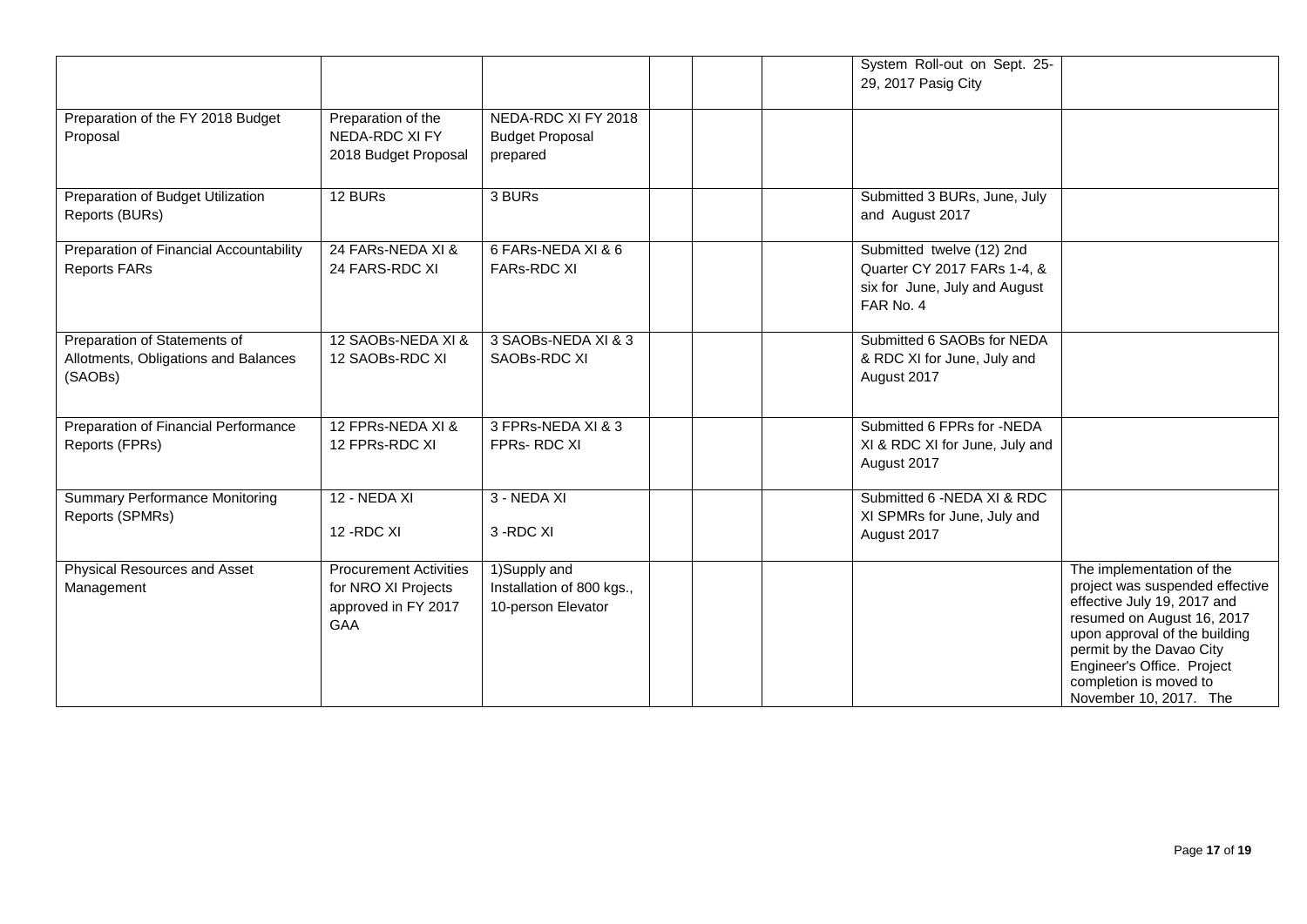|  |  |  |  |  |  | System Roll-out on Sept. 25-29, 2017 Pasig City |  |
|---|---|---|---|---|---|---|---|
| Preparation of the FY 2018 Budget Proposal | Preparation of the NEDA-RDC XI FY 2018 Budget Proposal | NEDA-RDC XI FY 2018 Budget Proposal prepared |  |  |  |  |  |
| Preparation of Budget Utilization Reports (BURs) | 12 BURs | 3 BURs |  |  |  | Submitted 3 BURs, June, July and August 2017 |  |
| Preparation of Financial Accountability Reports FARs | 24 FARs-NEDA XI & 24 FARS-RDC XI | 6 FARs-NEDA XI & 6 FARs-RDC XI |  |  |  | Submitted twelve (12) 2nd Quarter CY 2017 FARs 1-4, & six for June, July and August FAR No. 4 |  |
| Preparation of Statements of Allotments, Obligations and Balances (SAOBs) | 12 SAOBs-NEDA XI & 12 SAOBs-RDC XI | 3 SAOBs-NEDA XI & 3 SAOBs-RDC XI |  |  |  | Submitted 6 SAOBs for NEDA & RDC XI for June, July and August 2017 |  |
| Preparation of Financial Performance Reports (FPRs) | 12 FPRs-NEDA XI & 12 FPRs-RDC XI | 3 FPRs-NEDA XI & 3 FPRs- RDC XI |  |  |  | Submitted 6 FPRs for -NEDA XI & RDC XI for June, July and August 2017 |  |
| Summary Performance Monitoring Reports (SPMRs) | 12 - NEDA XI<br><br>12 -RDC XI | 3 - NEDA XI<br><br>3 -RDC XI |  |  |  | Submitted 6 -NEDA XI & RDC XI SPMRs for June, July and August 2017 |  |
| Physical Resources and Asset Management | Procurement Activities for NRO XI Projects approved in FY 2017 GAA | 1)Supply and Installation of 800 kgs., 10-person Elevator |  |  |  |  | The implementation of the project was suspended effective effective July 19, 2017 and resumed on August 16, 2017 upon approval of the building permit by the Davao City Engineer's Office. Project completion is moved to November 10, 2017. The |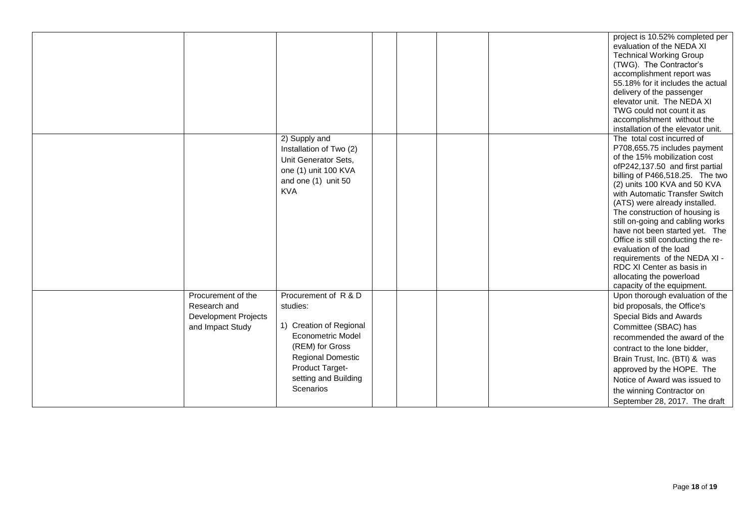| | | | | | | | |
|---|---|---|---|---|---|---|---|
| | | | | | | | project is 10.52% completed per evaluation of the NEDA XI Technical Working Group (TWG). The Contractor's accomplishment report was 55.18% for it includes the actual delivery of the passenger elevator unit. The NEDA XI TWG could not count it as accomplishment without the installation of the elevator unit. |
| | | 2) Supply and Installation of Two (2) Unit Generator Sets, one (1) unit 100 KVA and one (1) unit 50 KVA | | | | | The total cost incurred of P708,655.75 includes payment of the 15% mobilization cost ofP242,137.50 and first partial billing of P466,518.25. The two (2) units 100 KVA and 50 KVA with Automatic Transfer Switch (ATS) were already installed. The construction of housing is still on-going and cabling works have not been started yet. The Office is still conducting the re-evaluation of the load requirements of the NEDA XI - RDC XI Center as basis in allocating the powerload capacity of the equipment. |
| | Procurement of the Research and Development Projects and Impact Study | Procurement of R & D studies:<br><br>1) Creation of Regional Econometric Model (REM) for Gross Regional Domestic Product Target-setting and Building Scenarios | | | | | Upon thorough evaluation of the bid proposals, the Office's Special Bids and Awards Committee (SBAC) has recommended the award of the contract to the lone bidder, Brain Trust, Inc. (BTI) & was approved by the HOPE. The Notice of Award was issued to the winning Contractor on September 28, 2017. The draft |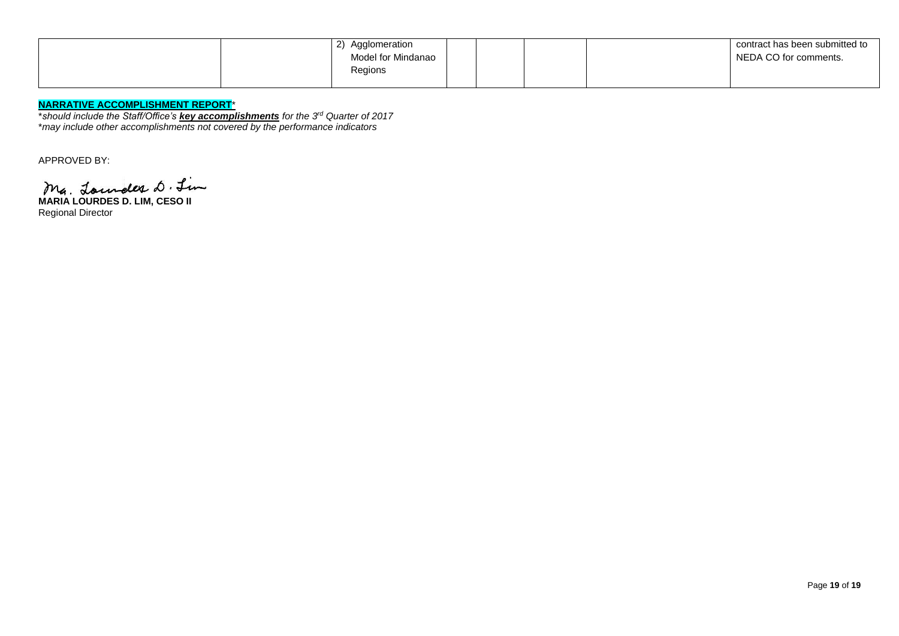| | | | | | | | |
|---|---|---|---|---|---|---|---|
| | | 2) Agglomeration Model for Mindanao Regions | | | | | contract has been submitted to NEDA CO for comments. |

**NARRATIVE ACCOMPLISHMENT REPORT***

**should include the Staff/Office's* ***key accomplishments*** *for the 3rd Quarter of 2017*
**may include other accomplishments not covered by the performance indicators*

APPROVED BY:

Ma. Lourdes D. Lim
**MARIA LOURDES D. LIM, CESO II**
Regional Director